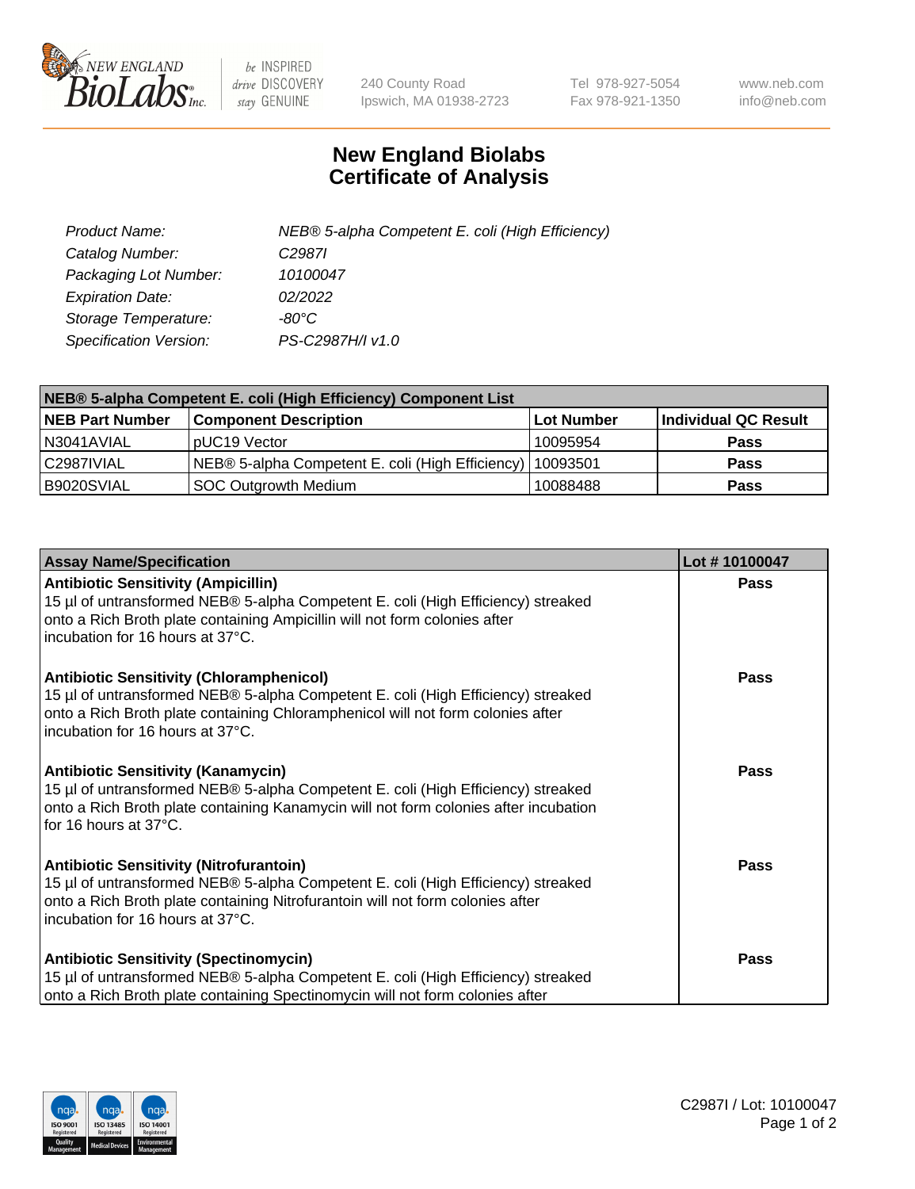# New England Biolabs Certificate of Analysis

| | |
|---|---|
| *Product Name:* | *NEB® 5-alpha Competent E. coli (High Efficiency)* |
| *Catalog Number:* | *C2987I* |
| *Packaging Lot Number:* | *10100047* |
| *Expiration Date:* | *02/2022* |
| *Storage Temperature:* | *-80°C* |
| *Specification Version:* | *PS-C2987H/I v1.0* |

| NEB® 5-alpha Competent E. coli (High Efficiency) Component List | | | |
|---|---|---|---|
| **NEB Part Number** | **Component Description** | **Lot Number** | **Individual QC Result** |
| N3041AVIAL | pUC19 Vector | 10095954 | **Pass** |
| C2987IVIAL | NEB® 5-alpha Competent E. coli (High Efficiency) | 10093501 | **Pass** |
| B9020SVIAL | SOC Outgrowth Medium | 10088488 | **Pass** |

| Assay Name/Specification | Lot # 10100047 |
|---|---|
| **Antibiotic Sensitivity (Ampicillin)** 15 µl of untransformed NEB® 5-alpha Competent E. coli (High Efficiency) streaked onto a Rich Broth plate containing Ampicillin will not form colonies after incubation for 16 hours at 37°C. | **Pass** |
| **Antibiotic Sensitivity (Chloramphenicol)** 15 µl of untransformed NEB® 5-alpha Competent E. coli (High Efficiency) streaked onto a Rich Broth plate containing Chloramphenicol will not form colonies after incubation for 16 hours at 37°C. | **Pass** |
| **Antibiotic Sensitivity (Kanamycin)** 15 µl of untransformed NEB® 5-alpha Competent E. coli (High Efficiency) streaked onto a Rich Broth plate containing Kanamycin will not form colonies after incubation for 16 hours at 37°C. | **Pass** |
| **Antibiotic Sensitivity (Nitrofurantoin)** 15 µl of untransformed NEB® 5-alpha Competent E. coli (High Efficiency) streaked onto a Rich Broth plate containing Nitrofurantoin will not form colonies after incubation for 16 hours at 37°C. | **Pass** |
| **Antibiotic Sensitivity (Spectinomycin)** 15 µl of untransformed NEB® 5-alpha Competent E. coli (High Efficiency) streaked onto a Rich Broth plate containing Spectinomycin will not form colonies after | **Pass** |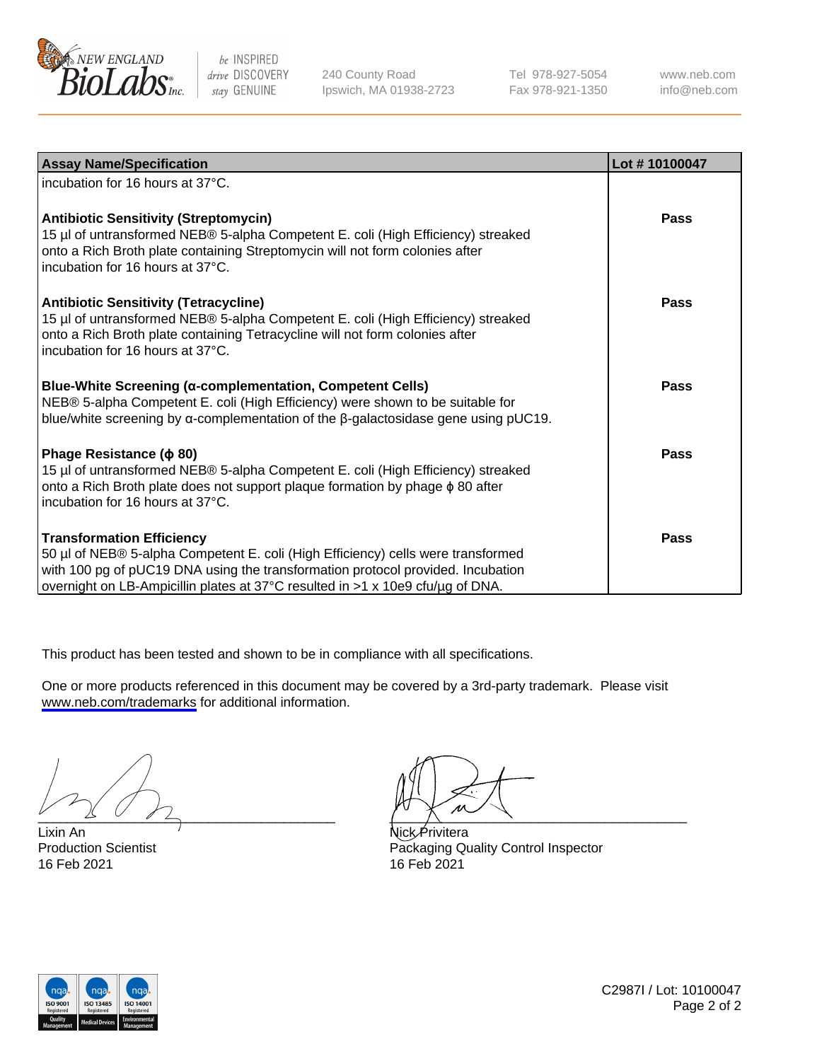| Assay Name/Specification | Lot # 10100047 |
| --- | --- |
| incubation for 16 hours at 37°C. | |
| **Antibiotic Sensitivity (Streptomycin)**<br>15 µl of untransformed NEB® 5-alpha Competent E. coli (High Efficiency) streaked onto a Rich Broth plate containing Streptomycin will not form colonies after incubation for 16 hours at 37°C. | **Pass** |
| **Antibiotic Sensitivity (Tetracycline)**<br>15 µl of untransformed NEB® 5-alpha Competent E. coli (High Efficiency) streaked onto a Rich Broth plate containing Tetracycline will not form colonies after incubation for 16 hours at 37°C. | **Pass** |
| **Blue-White Screening (α-complementation, Competent Cells)**<br>NEB® 5-alpha Competent E. coli (High Efficiency) were shown to be suitable for blue/white screening by α-complementation of the β-galactosidase gene using pUC19. | **Pass** |
| **Phage Resistance (ϕ 80)**<br>15 µl of untransformed NEB® 5-alpha Competent E. coli (High Efficiency) streaked onto a Rich Broth plate does not support plaque formation by phage ϕ 80 after incubation for 16 hours at 37°C. | **Pass** |
| **Transformation Efficiency**<br>50 µl of NEB® 5-alpha Competent E. coli (High Efficiency) cells were transformed with 100 pg of pUC19 DNA using the transformation protocol provided. Incubation overnight on LB-Ampicillin plates at 37°C resulted in >1 x 10e9 cfu/µg of DNA. | **Pass** |

This product has been tested and shown to be in compliance with all specifications.

One or more products referenced in this document may be covered by a 3rd-party trademark. Please visit www.neb.com/trademarks for additional information.

Lixin An
Production Scientist
16 Feb 2021

Nick Privitera
Packaging Quality Control Inspector
16 Feb 2021

C2987I / Lot: 10100047